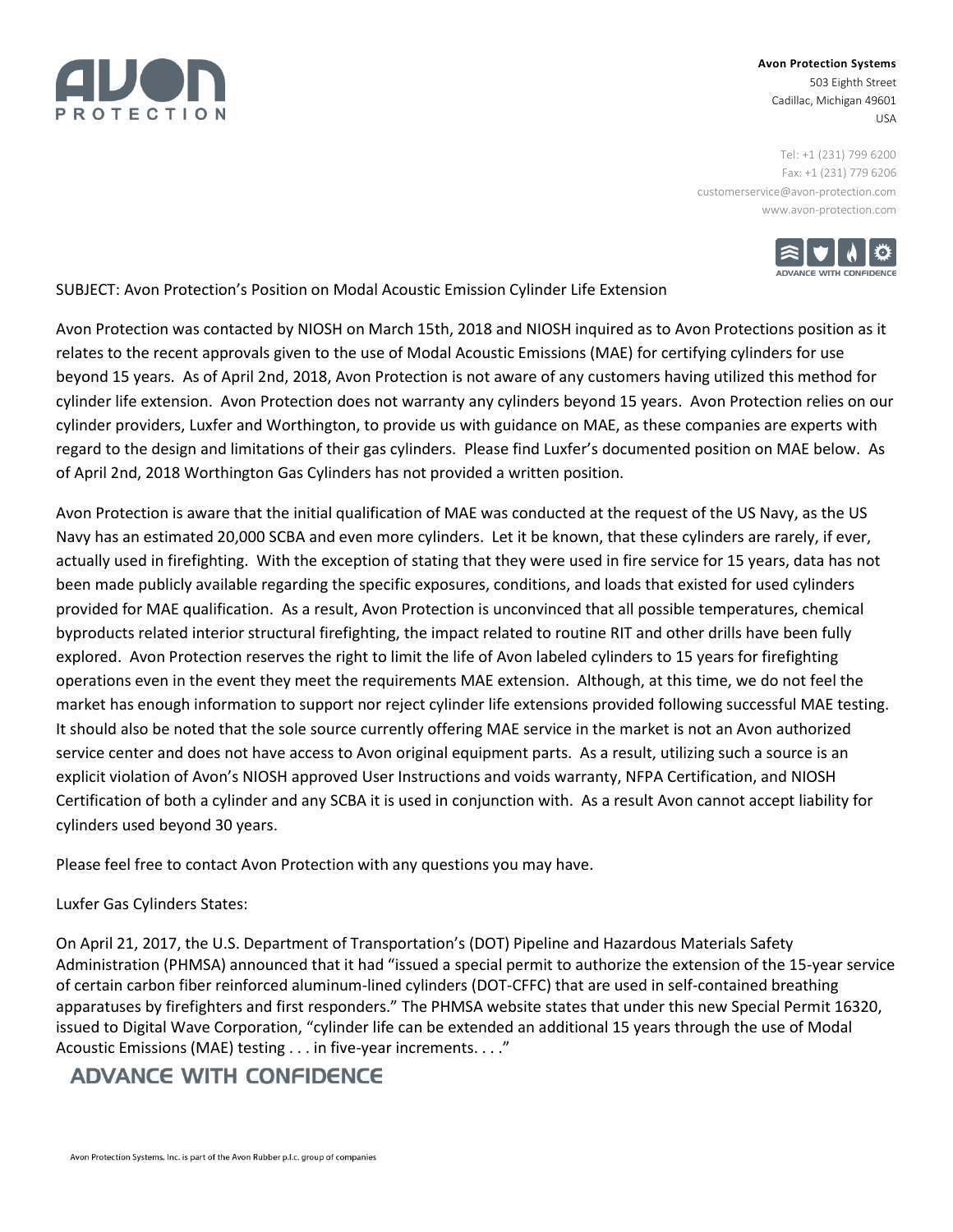**Avon Protection Systems**
503 Eighth Street
Cadillac, Michigan 49601
USA

Tel: +1 (231) 799 6200
Fax: +1 (231) 779 6206
customerservice@avon-protection.com
www.avon-protection.com

SUBJECT: Avon Protection's Position on Modal Acoustic Emission Cylinder Life Extension

Avon Protection was contacted by NIOSH on March 15th, 2018 and NIOSH inquired as to Avon Protections position as it relates to the recent approvals given to the use of Modal Acoustic Emissions (MAE) for certifying cylinders for use beyond 15 years. As of April 2nd, 2018, Avon Protection is not aware of any customers having utilized this method for cylinder life extension. Avon Protection does not warranty any cylinders beyond 15 years. Avon Protection relies on our cylinder providers, Luxfer and Worthington, to provide us with guidance on MAE, as these companies are experts with regard to the design and limitations of their gas cylinders. Please find Luxfer's documented position on MAE below. As of April 2nd, 2018 Worthington Gas Cylinders has not provided a written position.

Avon Protection is aware that the initial qualification of MAE was conducted at the request of the US Navy, as the US Navy has an estimated 20,000 SCBA and even more cylinders. Let it be known, that these cylinders are rarely, if ever, actually used in firefighting. With the exception of stating that they were used in fire service for 15 years, data has not been made publicly available regarding the specific exposures, conditions, and loads that existed for used cylinders provided for MAE qualification. As a result, Avon Protection is unconvinced that all possible temperatures, chemical byproducts related interior structural firefighting, the impact related to routine RIT and other drills have been fully explored. Avon Protection reserves the right to limit the life of Avon labeled cylinders to 15 years for firefighting operations even in the event they meet the requirements MAE extension. Although, at this time, we do not feel the market has enough information to support nor reject cylinder life extensions provided following successful MAE testing. It should also be noted that the sole source currently offering MAE service in the market is not an Avon authorized service center and does not have access to Avon original equipment parts. As a result, utilizing such a source is an explicit violation of Avon's NIOSH approved User Instructions and voids warranty, NFPA Certification, and NIOSH Certification of both a cylinder and any SCBA it is used in conjunction with. As a result Avon cannot accept liability for cylinders used beyond 30 years.

Please feel free to contact Avon Protection with any questions you may have.

Luxfer Gas Cylinders States:

On April 21, 2017, the U.S. Department of Transportation's (DOT) Pipeline and Hazardous Materials Safety Administration (PHMSA) announced that it had "issued a special permit to authorize the extension of the 15-year service of certain carbon fiber reinforced aluminum-lined cylinders (DOT-CFFC) that are used in self-contained breathing apparatuses by firefighters and first responders." The PHMSA website states that under this new Special Permit 16320, issued to Digital Wave Corporation, "cylinder life can be extended an additional 15 years through the use of Modal Acoustic Emissions (MAE) testing . . . in five-year increments. . . ."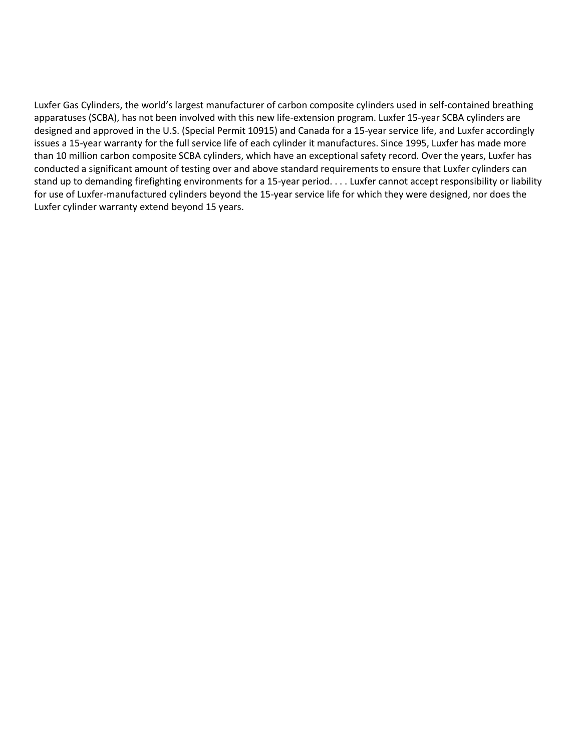Luxfer Gas Cylinders, the world's largest manufacturer of carbon composite cylinders used in self-contained breathing apparatuses (SCBA), has not been involved with this new life-extension program. Luxfer 15-year SCBA cylinders are designed and approved in the U.S. (Special Permit 10915) and Canada for a 15-year service life, and Luxfer accordingly issues a 15-year warranty for the full service life of each cylinder it manufactures. Since 1995, Luxfer has made more than 10 million carbon composite SCBA cylinders, which have an exceptional safety record. Over the years, Luxfer has conducted a significant amount of testing over and above standard requirements to ensure that Luxfer cylinders can stand up to demanding firefighting environments for a 15-year period. . . . Luxfer cannot accept responsibility or liability for use of Luxfer-manufactured cylinders beyond the 15-year service life for which they were designed, nor does the Luxfer cylinder warranty extend beyond 15 years.